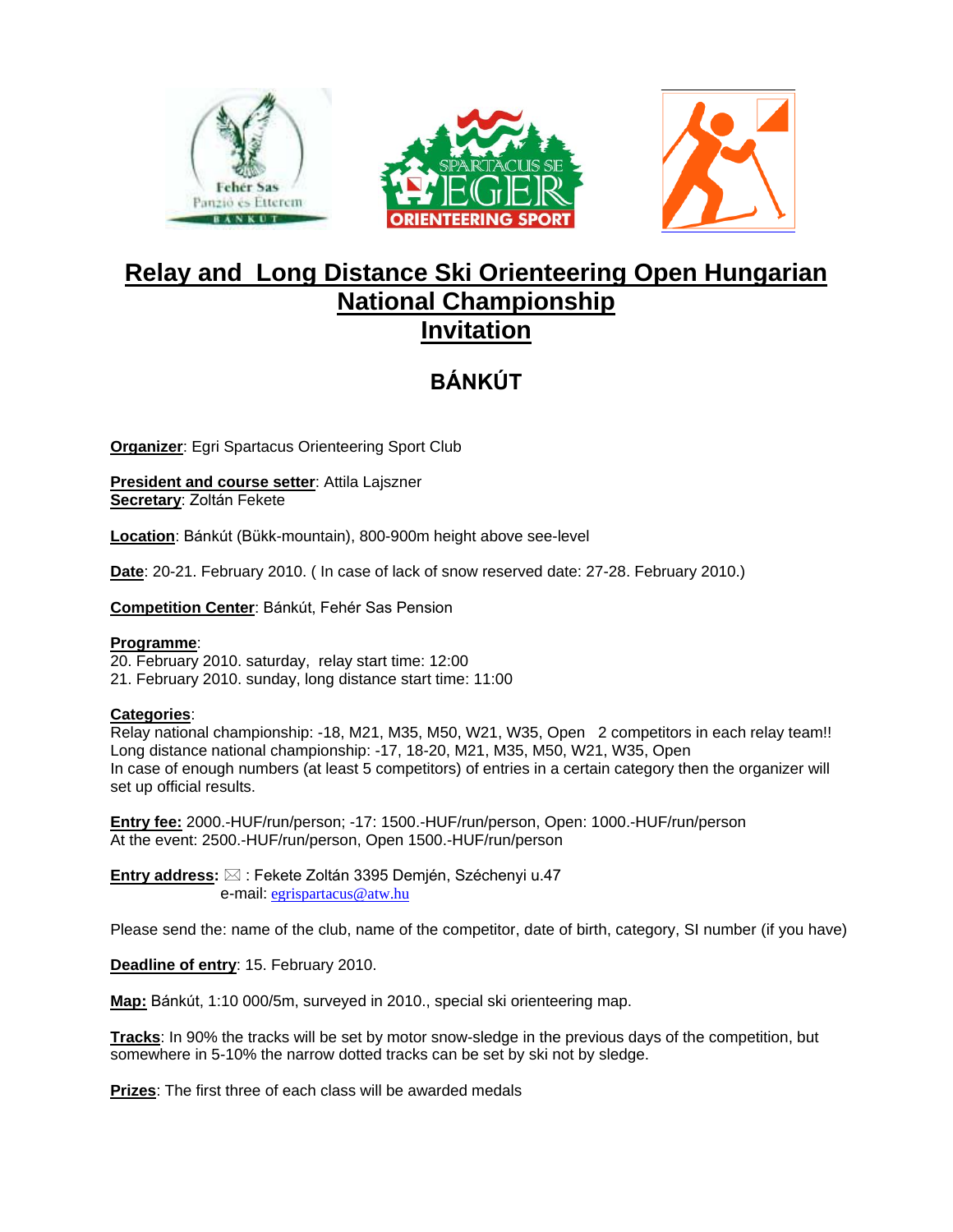# Relay and Long Distance Ski Orienteering Open Hungarian National Championship

## Invitation

## BÁNKÚT

**Organizer**: Egri Spartacus Orienteering Sport Club

**President and course setter**: Attila Lajszner
**Secretary**: Zoltán Fekete

**Location**: Bánkút (Bükk-mountain), 800-900m height above see-level

**Date**: 20-21. February 2010. ( In case of lack of snow reserved date: 27-28. February 2010.)

**Competition Center**: Bánkút, Fehér Sas Pension

**Programme**:
20. February 2010. saturday, relay start time: 12:00
21. February 2010. sunday, long distance start time: 11:00

**Categories**:
Relay national championship: -18, M21, M35, M50, W21, W35, Open 2 competitors in each relay team!!
Long distance national championship: -17, 18-20, M21, M35, M50, W21, W35, Open
In case of enough numbers (at least 5 competitors) of entries in a certain category then the organizer will set up official results.

**Entry fee:** 2000.-HUF/run/person; -17: 1500.-HUF/run/person, Open: 1000.-HUF/run/person
At the event: 2500.-HUF/run/person, Open 1500.-HUF/run/person

**Entry address:** ✉ : Fekete Zoltán 3395 Demjén, Széchenyi u.47
e-mail: egrispartacus@atw.hu

Please send the: name of the club, name of the competitor, date of birth, category, SI number (if you have)

**Deadline of entry**: 15. February 2010.

**Map:** Bánkút, 1:10 000/5m, surveyed in 2010., special ski orienteering map.

**Tracks**: In 90% the tracks will be set by motor snow-sledge in the previous days of the competition, but somewhere in 5-10% the narrow dotted tracks can be set by ski not by sledge.

**Prizes**: The first three of each class will be awarded medals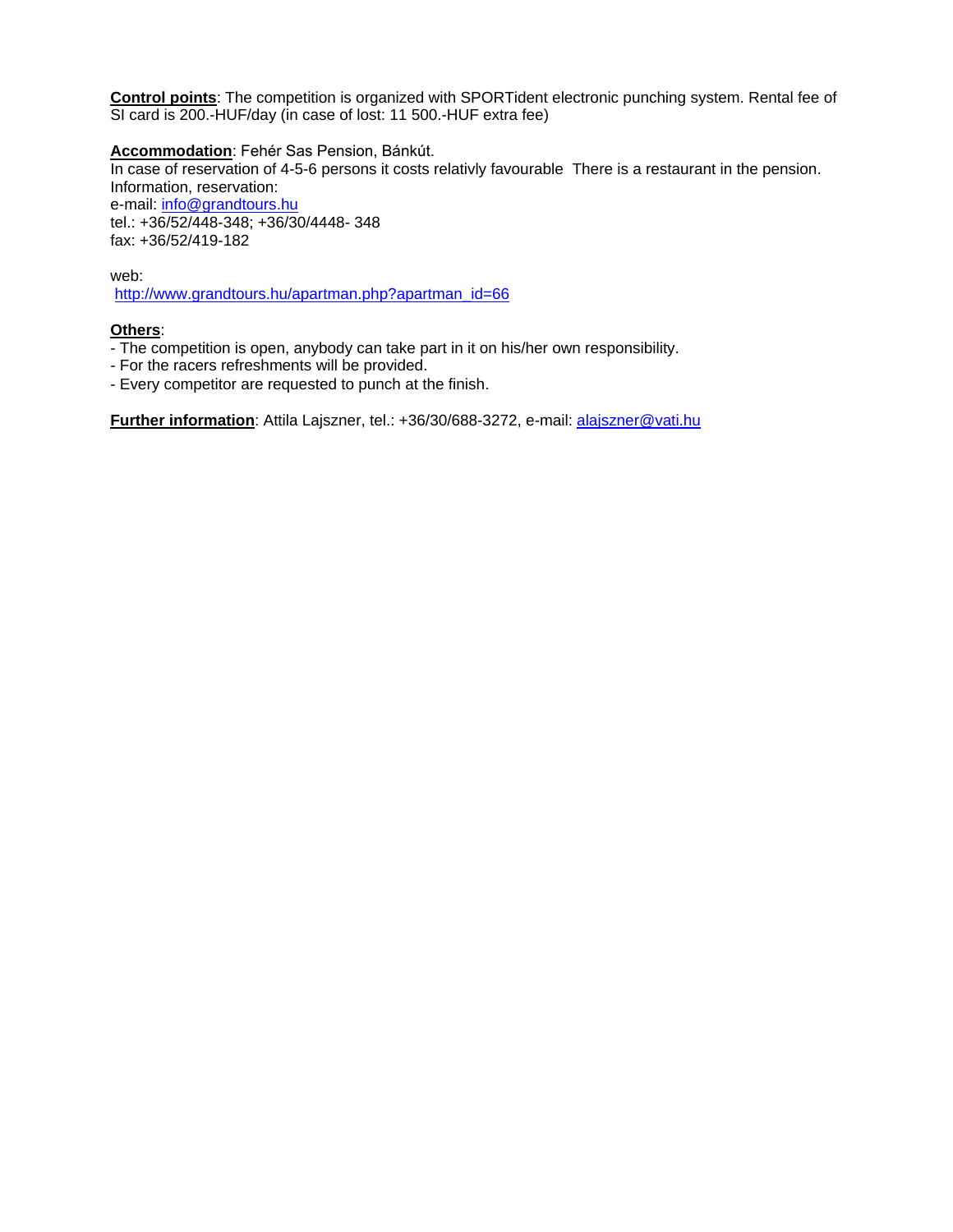**Control points**: The competition is organized with SPORTident electronic punching system. Rental fee of SI card is 200.-HUF/day (in case of lost: 11 500.-HUF extra fee)

**Accommodation**: Fehér Sas Pension, Bánkút.
In case of reservation of 4-5-6 persons it costs relativly favourable  There is a restaurant in the pension.
Information, reservation:
e-mail: info@grandtours.hu
tel.: +36/52/448-348; +36/30/4448- 348
fax: +36/52/419-182

web:
http://www.grandtours.hu/apartman.php?apartman_id=66

**Others**:
- The competition is open, anybody can take part in it on his/her own responsibility.
- For the racers refreshments will be provided.
- Every competitor are requested to punch at the finish.

**Further information**: Attila Lajszner, tel.: +36/30/688-3272, e-mail: alajszner@vati.hu